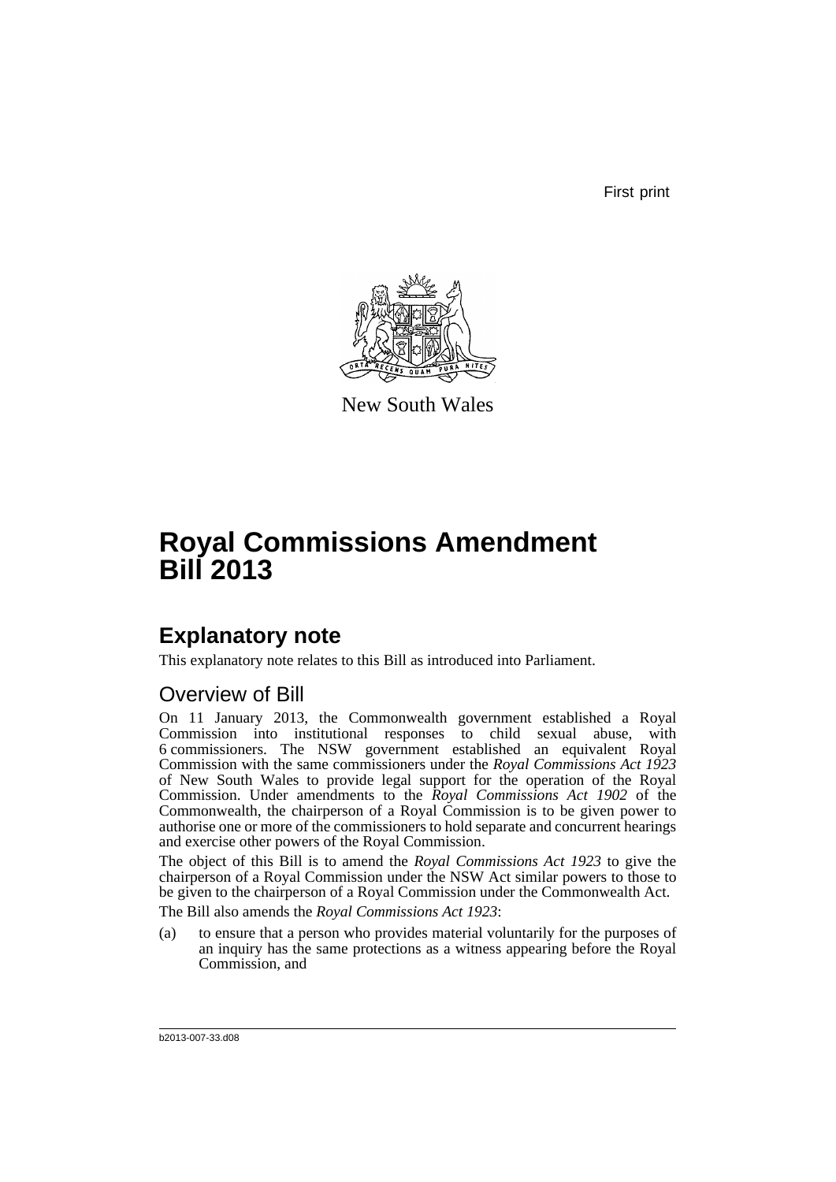First print

New South Wales

# Royal Commissions Amendment Bill 2013

## Explanatory note

This explanatory note relates to this Bill as introduced into Parliament.

### Overview of Bill

On 11 January 2013, the Commonwealth government established a Royal Commission into institutional responses to child sexual abuse, with 6 commissioners. The NSW government established an equivalent Royal Commission with the same commissioners under the *Royal Commissions Act 1923* of New South Wales to provide legal support for the operation of the Royal Commission. Under amendments to the *Royal Commissions Act 1902* of the Commonwealth, the chairperson of a Royal Commission is to be given power to authorise one or more of the commissioners to hold separate and concurrent hearings and exercise other powers of the Royal Commission.

The object of this Bill is to amend the *Royal Commissions Act 1923* to give the chairperson of a Royal Commission under the NSW Act similar powers to those to be given to the chairperson of a Royal Commission under the Commonwealth Act.

The Bill also amends the *Royal Commissions Act 1923*:

(a) to ensure that a person who provides material voluntarily for the purposes of an inquiry has the same protections as a witness appearing before the Royal Commission, and

b2013-007-33.d08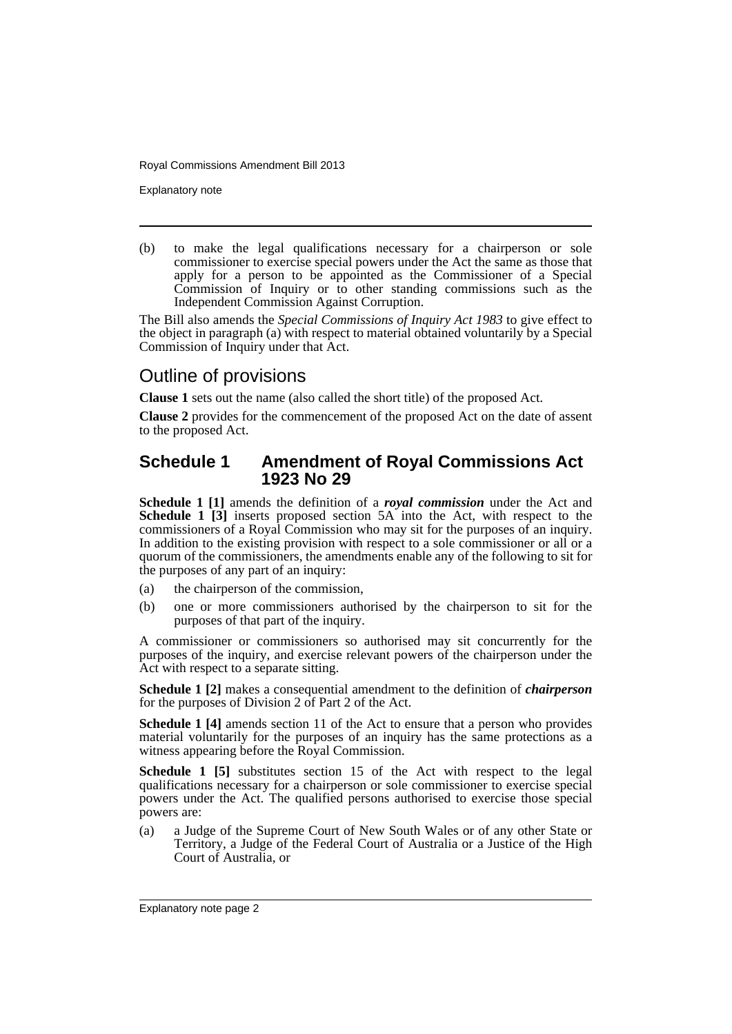(b) to make the legal qualifications necessary for a chairperson or sole commissioner to exercise special powers under the Act the same as those that apply for a person to be appointed as the Commissioner of a Special Commission of Inquiry or to other standing commissions such as the Independent Commission Against Corruption.

The Bill also amends the *Special Commissions of Inquiry Act 1983* to give effect to the object in paragraph (a) with respect to material obtained voluntarily by a Special Commission of Inquiry under that Act.

## Outline of provisions

**Clause 1** sets out the name (also called the short title) of the proposed Act.

**Clause 2** provides for the commencement of the proposed Act on the date of assent to the proposed Act.

### Schedule 1 Amendment of Royal Commissions Act 1923 No 29

**Schedule 1 [1]** amends the definition of a ***royal commission*** under the Act and **Schedule 1 [3]** inserts proposed section 5A into the Act, with respect to the commissioners of a Royal Commission who may sit for the purposes of an inquiry. In addition to the existing provision with respect to a sole commissioner or all or a quorum of the commissioners, the amendments enable any of the following to sit for the purposes of any part of an inquiry:

(a) the chairperson of the commission,

(b) one or more commissioners authorised by the chairperson to sit for the purposes of that part of the inquiry.

A commissioner or commissioners so authorised may sit concurrently for the purposes of the inquiry, and exercise relevant powers of the chairperson under the Act with respect to a separate sitting.

**Schedule 1 [2]** makes a consequential amendment to the definition of ***chairperson*** for the purposes of Division 2 of Part 2 of the Act.

**Schedule 1 [4]** amends section 11 of the Act to ensure that a person who provides material voluntarily for the purposes of an inquiry has the same protections as a witness appearing before the Royal Commission.

**Schedule 1 [5]** substitutes section 15 of the Act with respect to the legal qualifications necessary for a chairperson or sole commissioner to exercise special powers under the Act. The qualified persons authorised to exercise those special powers are:

(a) a Judge of the Supreme Court of New South Wales or of any other State or Territory, a Judge of the Federal Court of Australia or a Justice of the High Court of Australia, or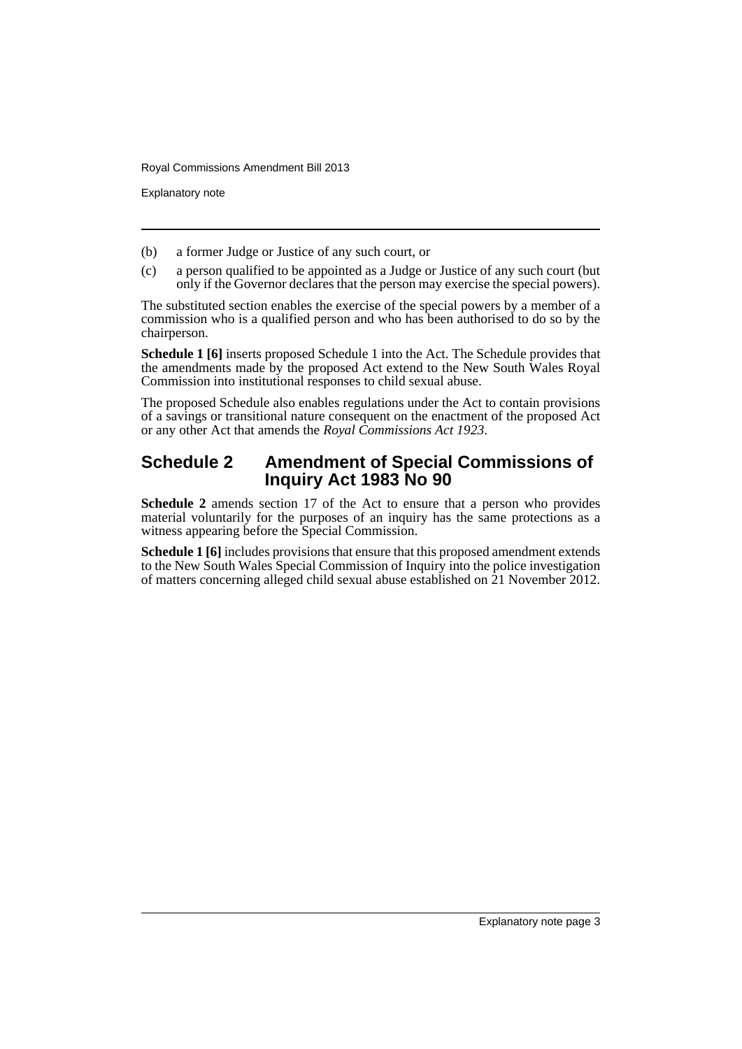(b) a former Judge or Justice of any such court, or

(c) a person qualified to be appointed as a Judge or Justice of any such court (but only if the Governor declares that the person may exercise the special powers).

The substituted section enables the exercise of the special powers by a member of a commission who is a qualified person and who has been authorised to do so by the chairperson.

**Schedule 1 [6]** inserts proposed Schedule 1 into the Act. The Schedule provides that the amendments made by the proposed Act extend to the New South Wales Royal Commission into institutional responses to child sexual abuse.

The proposed Schedule also enables regulations under the Act to contain provisions of a savings or transitional nature consequent on the enactment of the proposed Act or any other Act that amends the *Royal Commissions Act 1923*.

## Schedule 2 Amendment of Special Commissions of Inquiry Act 1983 No 90

**Schedule 2** amends section 17 of the Act to ensure that a person who provides material voluntarily for the purposes of an inquiry has the same protections as a witness appearing before the Special Commission.

**Schedule 1 [6]** includes provisions that ensure that this proposed amendment extends to the New South Wales Special Commission of Inquiry into the police investigation of matters concerning alleged child sexual abuse established on 21 November 2012.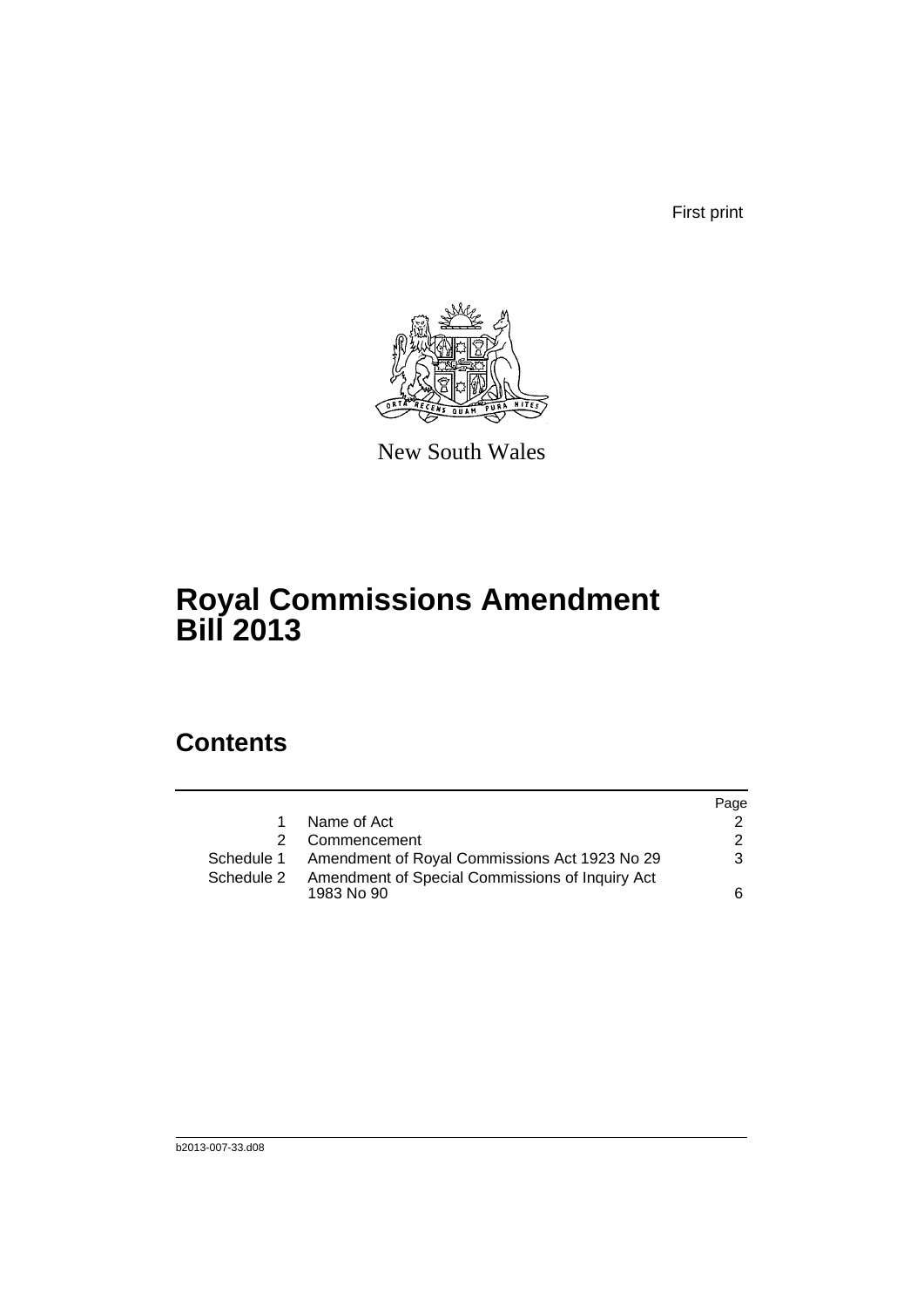First print

New South Wales

# Royal Commissions Amendment Bill 2013

## Contents

| | | Page |
|---|---|---|
| 1 | Name of Act | 2 |
| 2 | Commencement | 2 |
| Schedule 1 | Amendment of Royal Commissions Act 1923 No 29 | 3 |
| Schedule 2 | Amendment of Special Commissions of Inquiry Act 1983 No 90 | 6 |

b2013-007-33.d08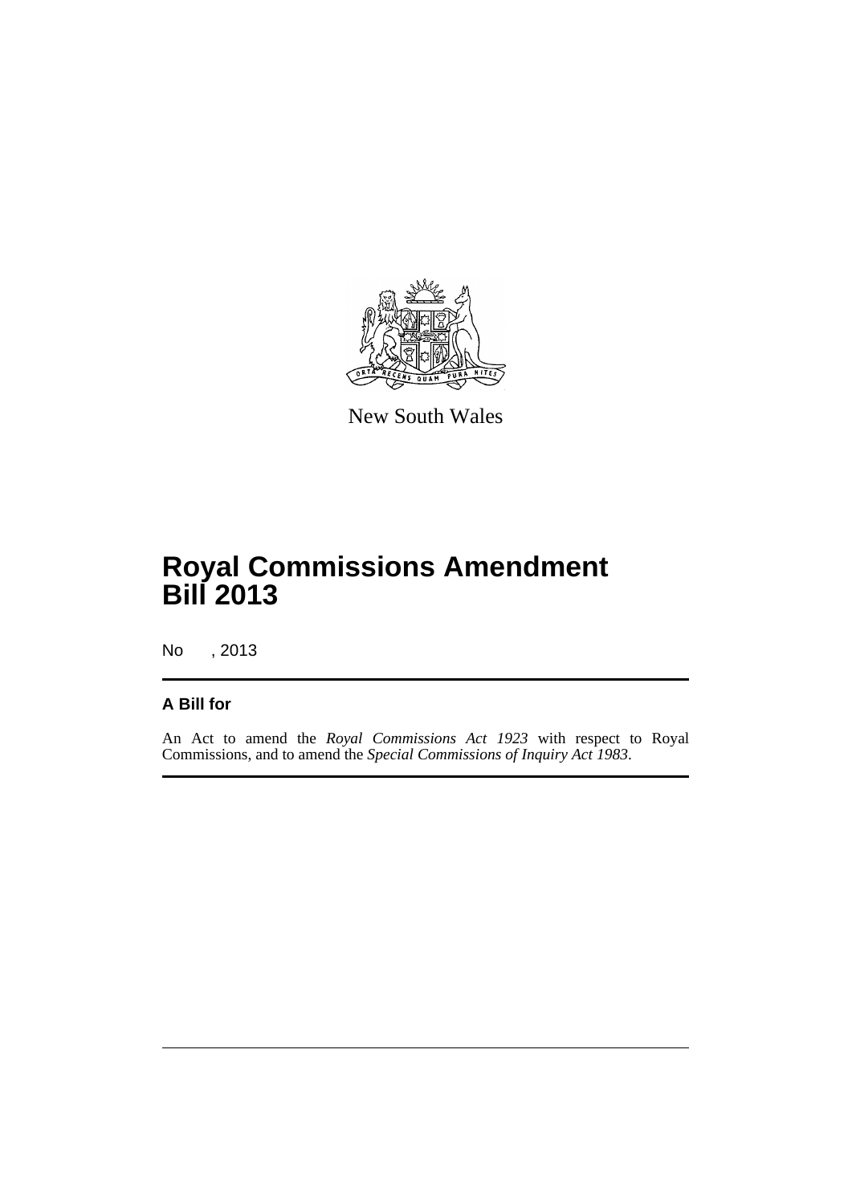New South Wales

# Royal Commissions Amendment Bill 2013

No , 2013

### A Bill for

An Act to amend the *Royal Commissions Act 1923* with respect to Royal Commissions, and to amend the *Special Commissions of Inquiry Act 1983*.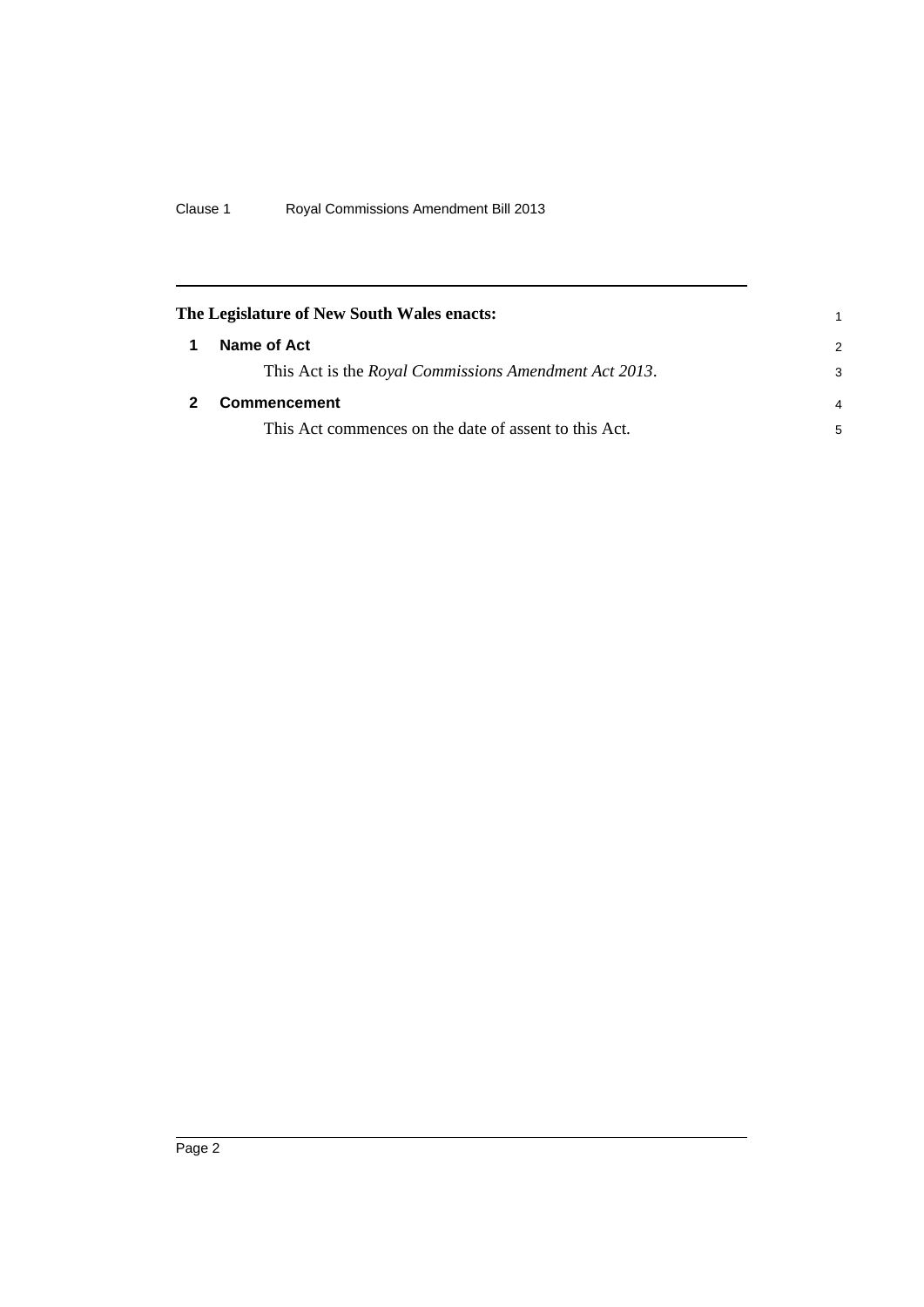**The Legislature of New South Wales enacts:**

## 1 Name of Act

This Act is the *Royal Commissions Amendment Act 2013*.

## 2 Commencement

This Act commences on the date of assent to this Act.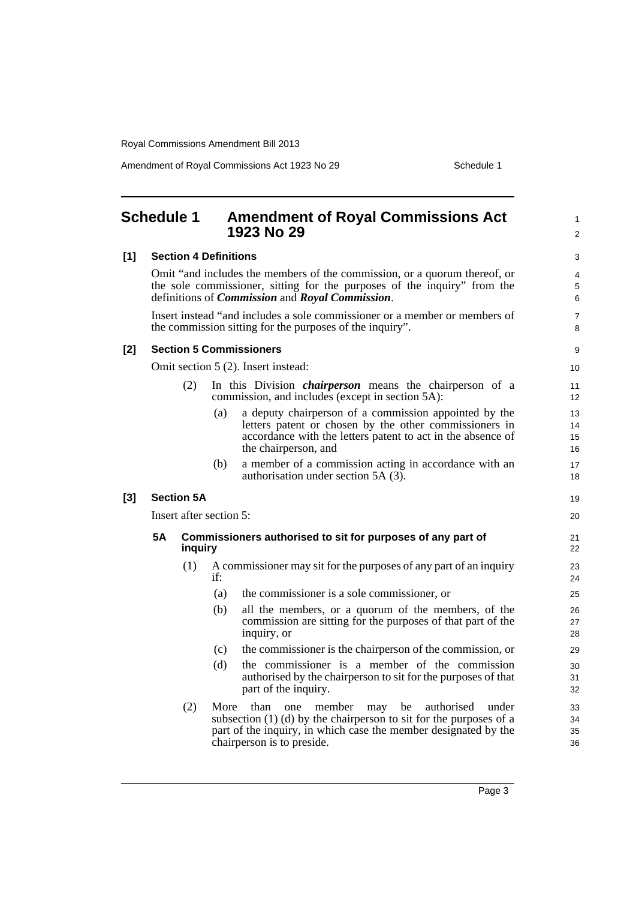## Schedule 1 Amendment of Royal Commissions Act 1923 No 29

### [1] Section 4 Definitions

Omit "and includes the members of the commission, or a quorum thereof, or the sole commissioner, sitting for the purposes of the inquiry" from the definitions of ***Commission*** and ***Royal Commission***.

Insert instead "and includes a sole commissioner or a member or members of the commission sitting for the purposes of the inquiry".

### [2] Section 5 Commissioners

Omit section 5 (2). Insert instead:

(2) In this Division ***chairperson*** means the chairperson of a commission, and includes (except in section 5A):

(a) a deputy chairperson of a commission appointed by the letters patent or chosen by the other commissioners in accordance with the letters patent to act in the absence of the chairperson, and

(b) a member of a commission acting in accordance with an authorisation under section 5A (3).

### [3] Section 5A

Insert after section 5:

#### 5A Commissioners authorised to sit for purposes of any part of inquiry

(1) A commissioner may sit for the purposes of any part of an inquiry if:

(a) the commissioner is a sole commissioner, or

(b) all the members, or a quorum of the members, of the commission are sitting for the purposes of that part of the inquiry, or

(c) the commissioner is the chairperson of the commission, or

(d) the commissioner is a member of the commission authorised by the chairperson to sit for the purposes of that part of the inquiry.

(2) More than one member may be authorised under subsection (1) (d) by the chairperson to sit for the purposes of a part of the inquiry, in which case the member designated by the chairperson is to preside.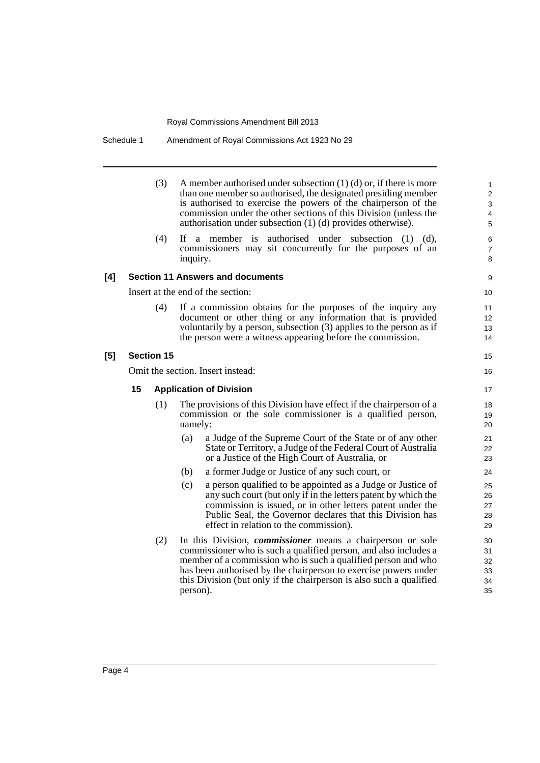(3) A member authorised under subsection (1) (d) or, if there is more than one member so authorised, the designated presiding member is authorised to exercise the powers of the chairperson of the commission under the other sections of this Division (unless the authorisation under subsection (1) (d) provides otherwise).

(4) If a member is authorised under subsection (1) (d), commissioners may sit concurrently for the purposes of an inquiry.

**[4] Section 11 Answers and documents**

Insert at the end of the section:

(4) If a commission obtains for the purposes of the inquiry any document or other thing or any information that is provided voluntarily by a person, subsection (3) applies to the person as if the person were a witness appearing before the commission.

**[5] Section 15**

Omit the section. Insert instead:

**15 Application of Division**

(1) The provisions of this Division have effect if the chairperson of a commission or the sole commissioner is a qualified person, namely:

(a) a Judge of the Supreme Court of the State or of any other State or Territory, a Judge of the Federal Court of Australia or a Justice of the High Court of Australia, or

(b) a former Judge or Justice of any such court, or

(c) a person qualified to be appointed as a Judge or Justice of any such court (but only if in the letters patent by which the commission is issued, or in other letters patent under the Public Seal, the Governor declares that this Division has effect in relation to the commission).

(2) In this Division, ***commissioner*** means a chairperson or sole commissioner who is such a qualified person, and also includes a member of a commission who is such a qualified person and who has been authorised by the chairperson to exercise powers under this Division (but only if the chairperson is also such a qualified person).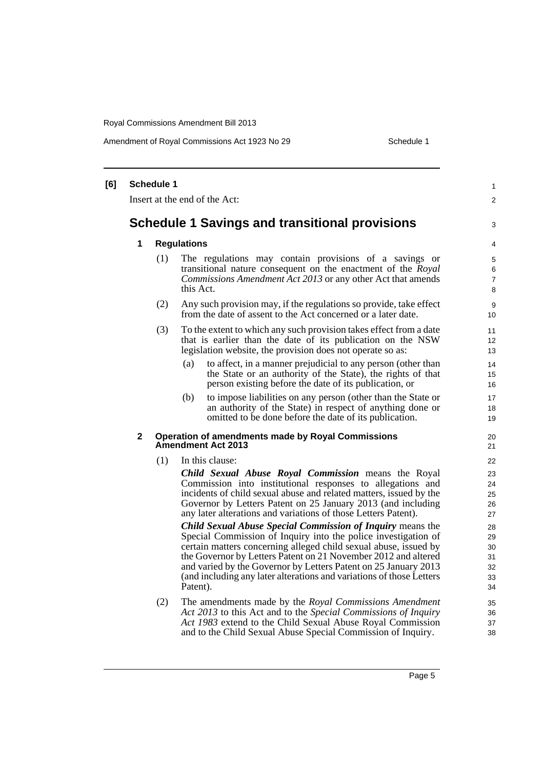**[6] Schedule 1**

Insert at the end of the Act:

# Schedule 1 Savings and transitional provisions

### 1 Regulations

(1) The regulations may contain provisions of a savings or transitional nature consequent on the enactment of the *Royal Commissions Amendment Act 2013* or any other Act that amends this Act.

(2) Any such provision may, if the regulations so provide, take effect from the date of assent to the Act concerned or a later date.

(3) To the extent to which any such provision takes effect from a date that is earlier than the date of its publication on the NSW legislation website, the provision does not operate so as:

- (a) to affect, in a manner prejudicial to any person (other than the State or an authority of the State), the rights of that person existing before the date of its publication, or
- (b) to impose liabilities on any person (other than the State or an authority of the State) in respect of anything done or omitted to be done before the date of its publication.

### 2 Operation of amendments made by Royal Commissions Amendment Act 2013

(1) In this clause:

***Child Sexual Abuse Royal Commission*** means the Royal Commission into institutional responses to allegations and incidents of child sexual abuse and related matters, issued by the Governor by Letters Patent on 25 January 2013 (and including any later alterations and variations of those Letters Patent).

***Child Sexual Abuse Special Commission of Inquiry*** means the Special Commission of Inquiry into the police investigation of certain matters concerning alleged child sexual abuse, issued by the Governor by Letters Patent on 21 November 2012 and altered and varied by the Governor by Letters Patent on 25 January 2013 (and including any later alterations and variations of those Letters Patent).

(2) The amendments made by the *Royal Commissions Amendment Act 2013* to this Act and to the *Special Commissions of Inquiry Act 1983* extend to the Child Sexual Abuse Royal Commission and to the Child Sexual Abuse Special Commission of Inquiry.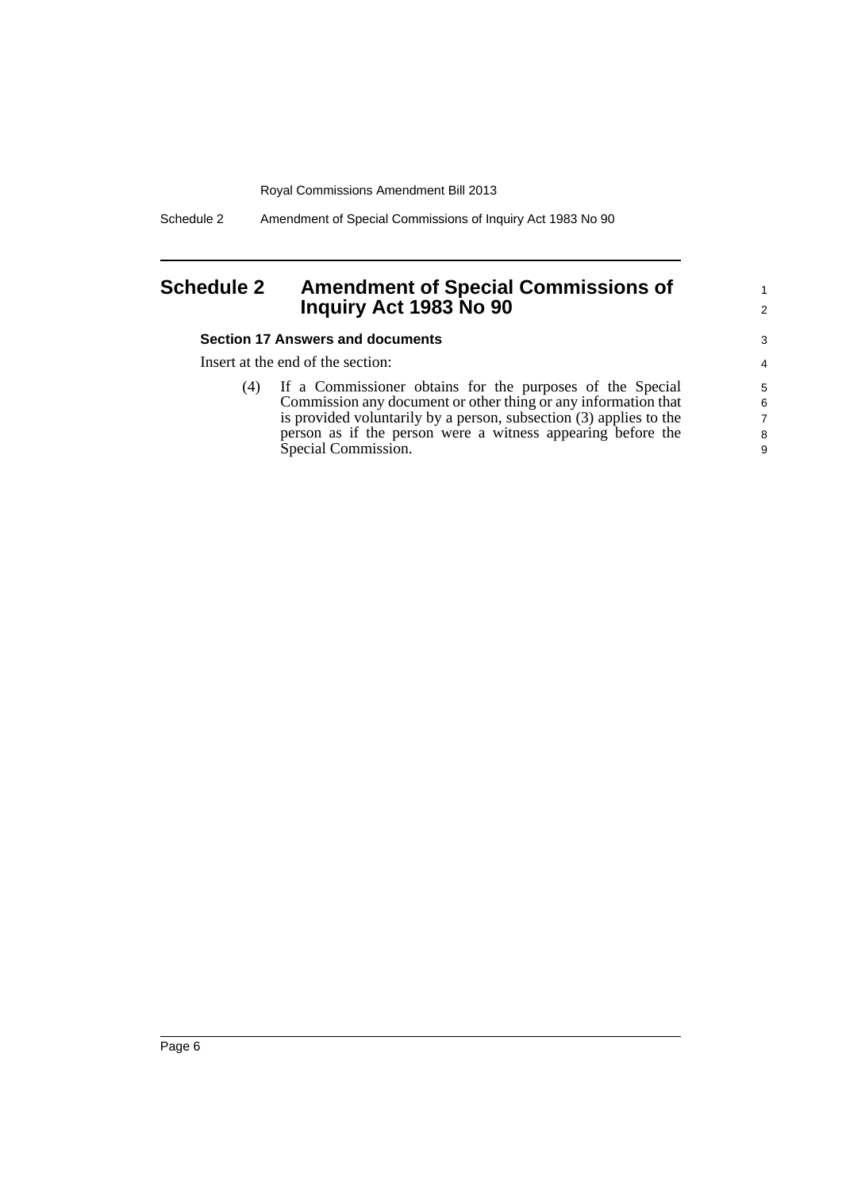# Schedule 2 Amendment of Special Commissions of Inquiry Act 1983 No 90

### Section 17 Answers and documents

Insert at the end of the section:

(4) If a Commissioner obtains for the purposes of the Special Commission any document or other thing or any information that is provided voluntarily by a person, subsection (3) applies to the person as if the person were a witness appearing before the Special Commission.